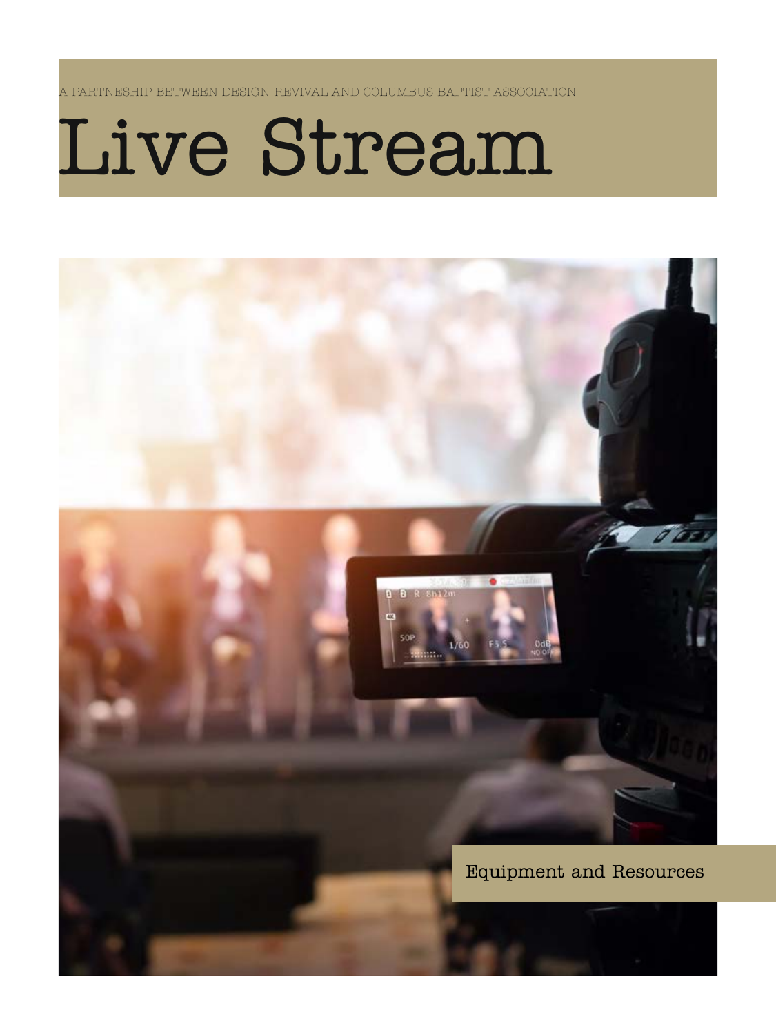A PARTNESHIP BETWEEN DESIGN REVIVAL AND COLUMBUS BAPTIST ASSOCIATION

# Live Stream

Equipment and Resources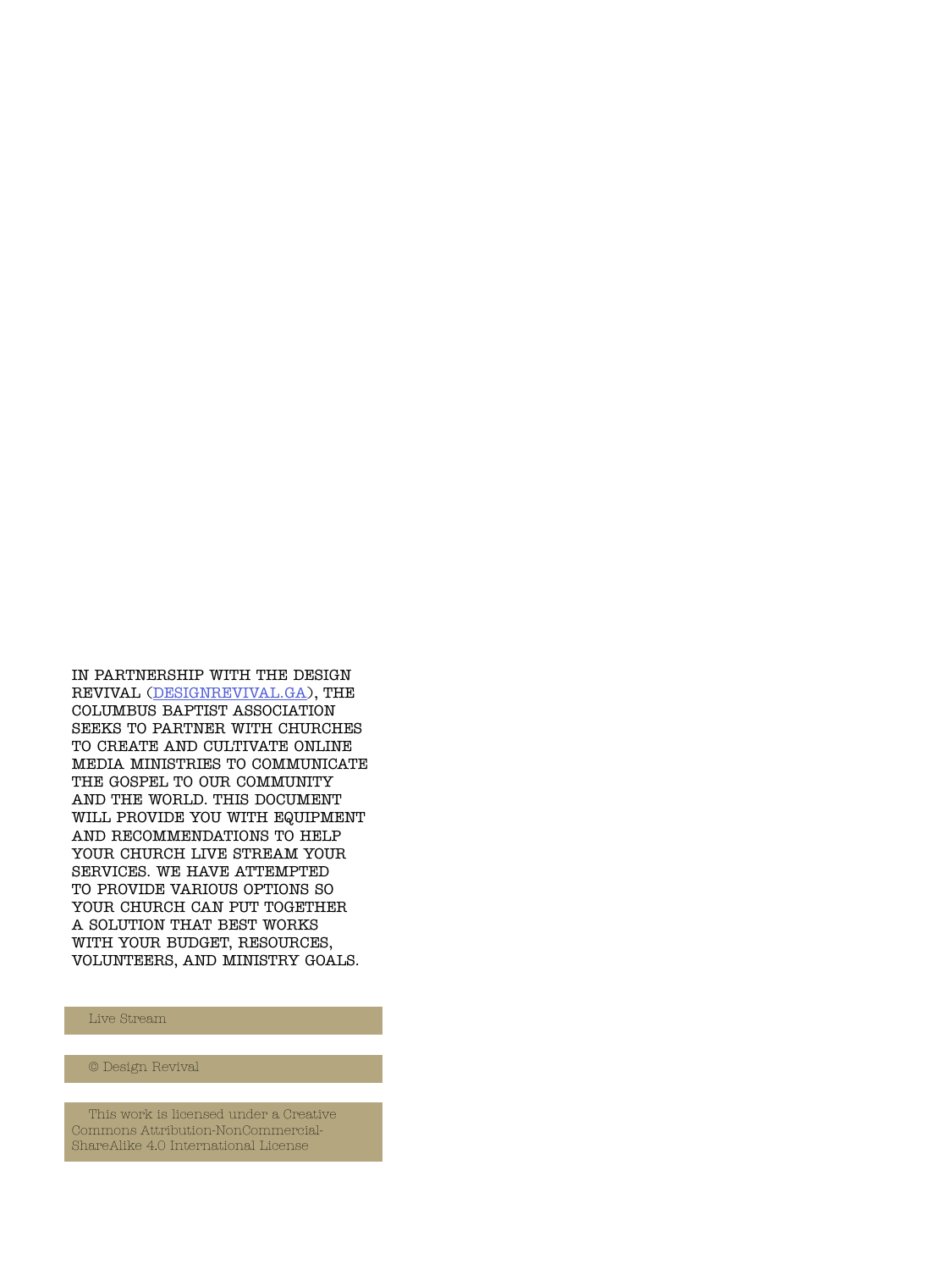IN PARTNERSHIP WITH THE DESIGN REVIVAL ([DESIGNREVIVAL.GA](http://designrevival.ga)), THE COLUMBUS BAPTIST ASSOCIATION SEEKS TO PARTNER WITH CHURCHES TO CREATE AND CULTIVATE ONLINE MEDIA MINISTRIES TO COMMUNICATE THE GOSPEL TO OUR COMMUNITY AND THE WORLD. THIS DOCUMENT WILL PROVIDE YOU WITH EQUIPMENT AND RECOMMENDATIONS TO HELP YOUR CHURCH LIVE STREAM YOUR SERVICES. WE HAVE ATTEMPTED TO PROVIDE VARIOUS OPTIONS SO YOUR CHURCH CAN PUT TOGETHER A SOLUTION THAT BEST WORKS WITH YOUR BUDGET, RESOURCES, VOLUNTEERS, AND MINISTRY GOALS.

Live Stream

© Design Revival

This work is licensed under a Creative Commons Attribution-NonCommercial-ShareAlike 4.0 International License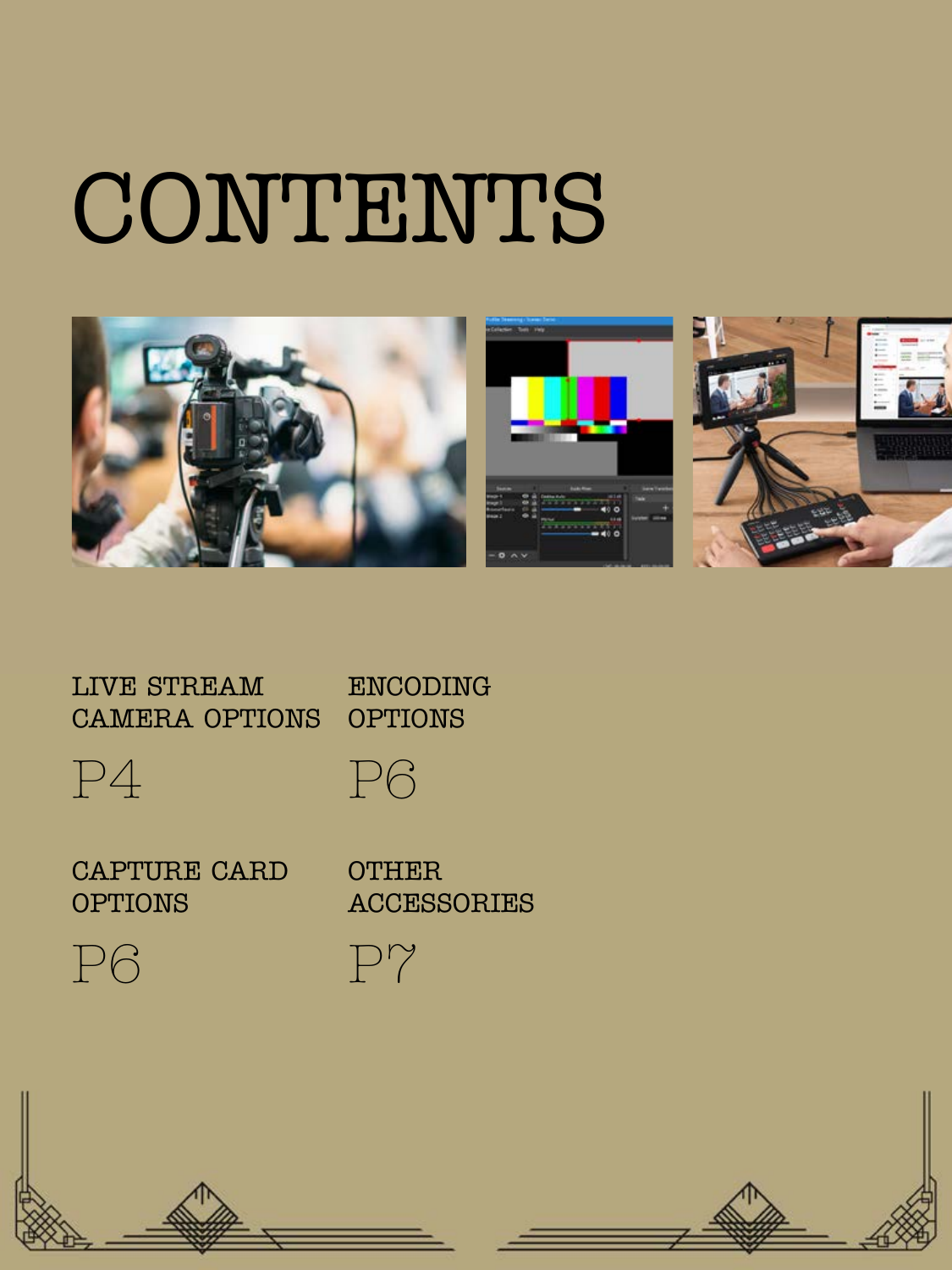# CONTENTS

LIVE STREAM CAMERA OPTIONS

P4

ENCODING OPTIONS

P6

CAPTURE CARD OPTIONS

P6

OTHER ACCESSORIES

P7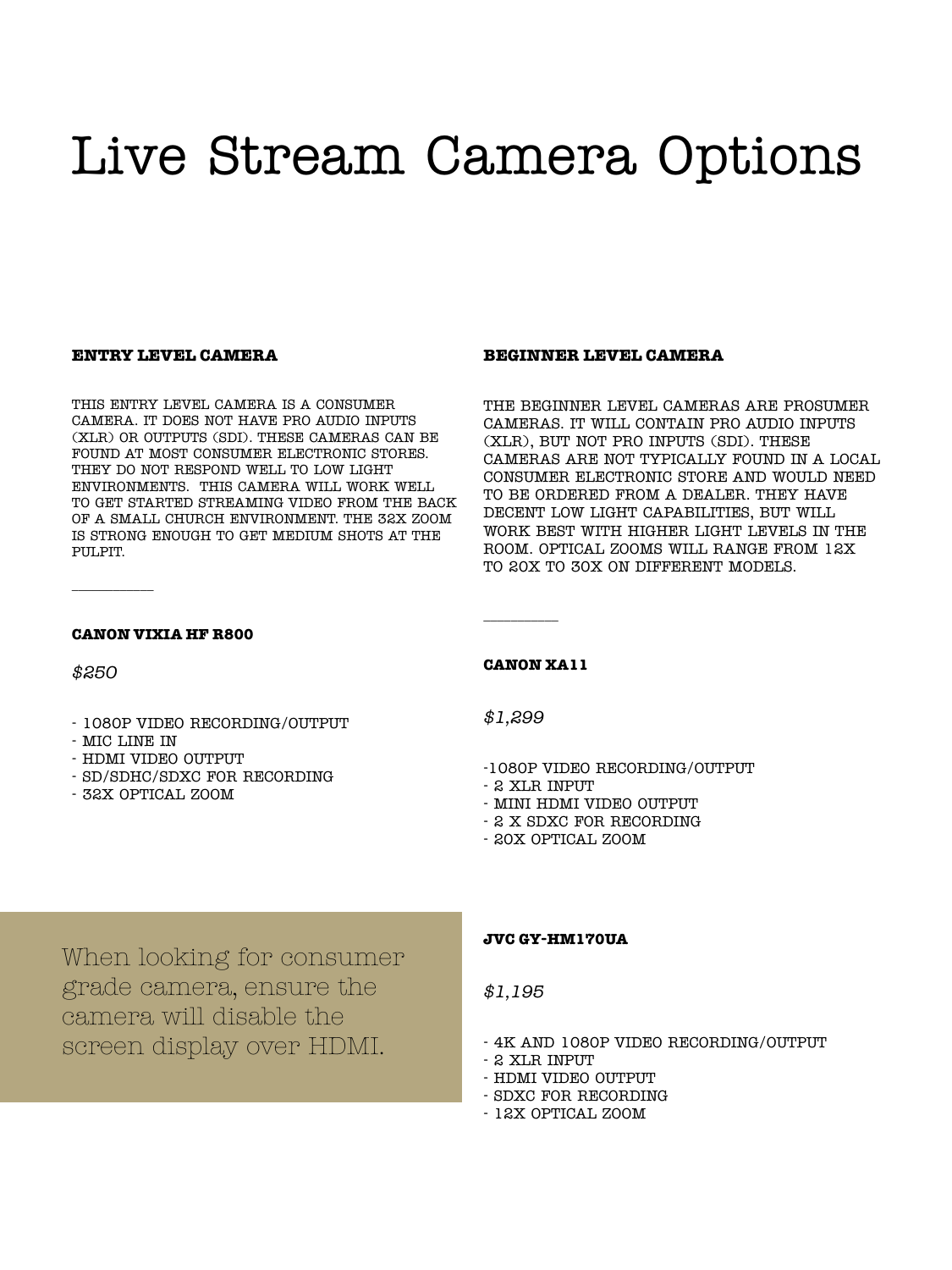# Live Stream Camera Options

### ENTRY LEVEL CAMERA

THIS ENTRY LEVEL CAMERA IS A CONSUMER CAMERA. IT DOES NOT HAVE PRO AUDIO INPUTS (XLR) OR OUTPUTS (SDI). THESE CAMERAS CAN BE FOUND AT MOST CONSUMER ELECTRONIC STORES. THEY DO NOT RESPOND WELL TO LOW LIGHT ENVIRONMENTS. THIS CAMERA WILL WORK WELL TO GET STARTED STREAMING VIDEO FROM THE BACK OF A SMALL CHURCH ENVIRONMENT. THE 32X ZOOM IS STRONG ENOUGH TO GET MEDIUM SHOTS AT THE PULPIT.

---

**CANON VIXIA HF R800**

*$250*

- 1080P VIDEO RECORDING/OUTPUT
- MIC LINE IN
- HDMI VIDEO OUTPUT
- SD/SDHC/SDXC FOR RECORDING
- 32X OPTICAL ZOOM

When looking for consumer grade camera, ensure the camera will disable the screen display over HDMI.

### BEGINNER LEVEL CAMERA

THE BEGINNER LEVEL CAMERAS ARE PROSUMER CAMERAS. IT WILL CONTAIN PRO AUDIO INPUTS (XLR), BUT NOT PRO INPUTS (SDI). THESE CAMERAS ARE NOT TYPICALLY FOUND IN A LOCAL CONSUMER ELECTRONIC STORE AND WOULD NEED TO BE ORDERED FROM A DEALER. THEY HAVE DECENT LOW LIGHT CAPABILITIES, BUT WILL WORK BEST WITH HIGHER LIGHT LEVELS IN THE ROOM. OPTICAL ZOOMS WILL RANGE FROM 12X TO 20X TO 30X ON DIFFERENT MODELS.

---

**CANON XA11**

*$1,299*

- 1080P VIDEO RECORDING/OUTPUT
- 2 XLR INPUT
- MINI HDMI VIDEO OUTPUT
- 2 X SDXC FOR RECORDING
- 20X OPTICAL ZOOM

**JVC GY-HM170UA**

*$1,195*

- 4K AND 1080P VIDEO RECORDING/OUTPUT
- 2 XLR INPUT
- HDMI VIDEO OUTPUT
- SDXC FOR RECORDING
- 12X OPTICAL ZOOM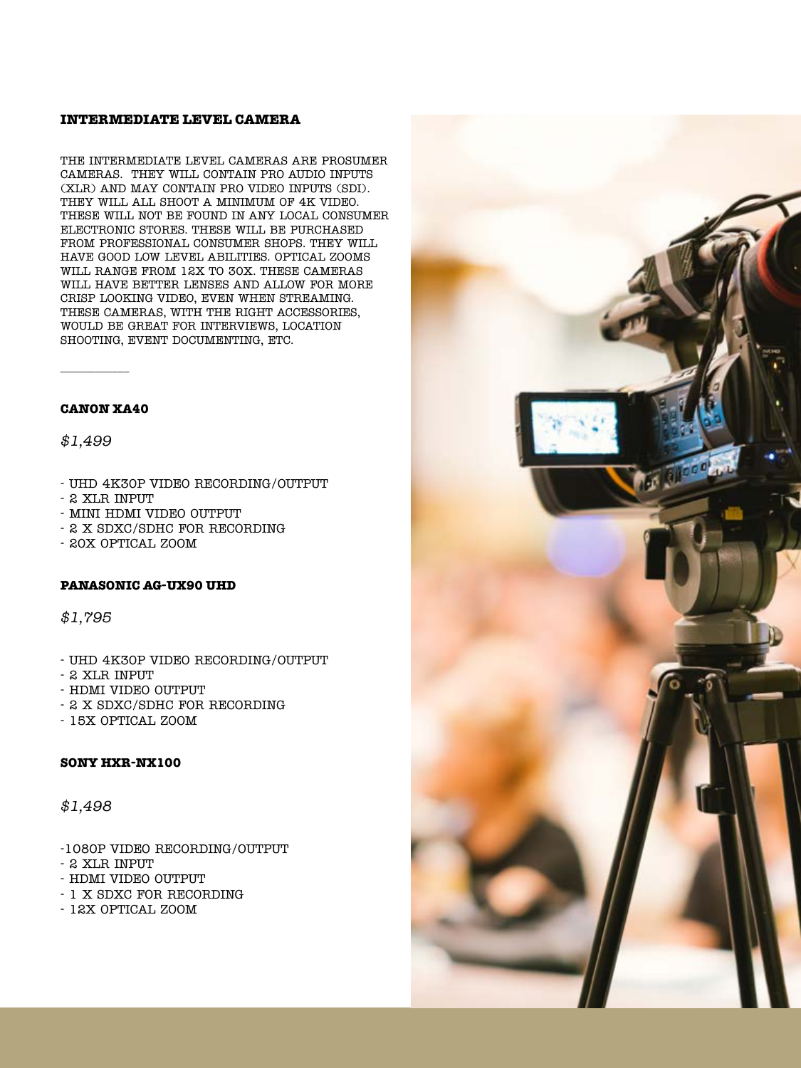## INTERMEDIATE LEVEL CAMERA

THE INTERMEDIATE LEVEL CAMERAS ARE PROSUMER CAMERAS. THEY WILL CONTAIN PRO AUDIO INPUTS (XLR) AND MAY CONTAIN PRO VIDEO INPUTS (SDI). THEY WILL ALL SHOOT A MINIMUM OF 4K VIDEO. THESE WILL NOT BE FOUND IN ANY LOCAL CONSUMER ELECTRONIC STORES. THESE WILL BE PURCHASED FROM PROFESSIONAL CONSUMER SHOPS. THEY WILL HAVE GOOD LOW LEVEL ABILITIES. OPTICAL ZOOMS WILL RANGE FROM 12X TO 30X. THESE CAMERAS WILL HAVE BETTER LENSES AND ALLOW FOR MORE CRISP LOOKING VIDEO, EVEN WHEN STREAMING. THESE CAMERAS, WITH THE RIGHT ACCESSORIES, WOULD BE GREAT FOR INTERVIEWS, LOCATION SHOOTING, EVENT DOCUMENTING, ETC.

---

### CANON XA40

*$1,499*

- UHD 4K30P VIDEO RECORDING/OUTPUT
- 2 XLR INPUT
- MINI HDMI VIDEO OUTPUT
- 2 X SDXC/SDHC FOR RECORDING
- 20X OPTICAL ZOOM

### PANASONIC AG-UX90 UHD

*$1,795*

- UHD 4K30P VIDEO RECORDING/OUTPUT
- 2 XLR INPUT
- HDMI VIDEO OUTPUT
- 2 X SDXC/SDHC FOR RECORDING
- 15X OPTICAL ZOOM

### SONY HXR-NX100

*$1,498*

- 1080P VIDEO RECORDING/OUTPUT
- 2 XLR INPUT
- HDMI VIDEO OUTPUT
- 1 X SDXC FOR RECORDING
- 12X OPTICAL ZOOM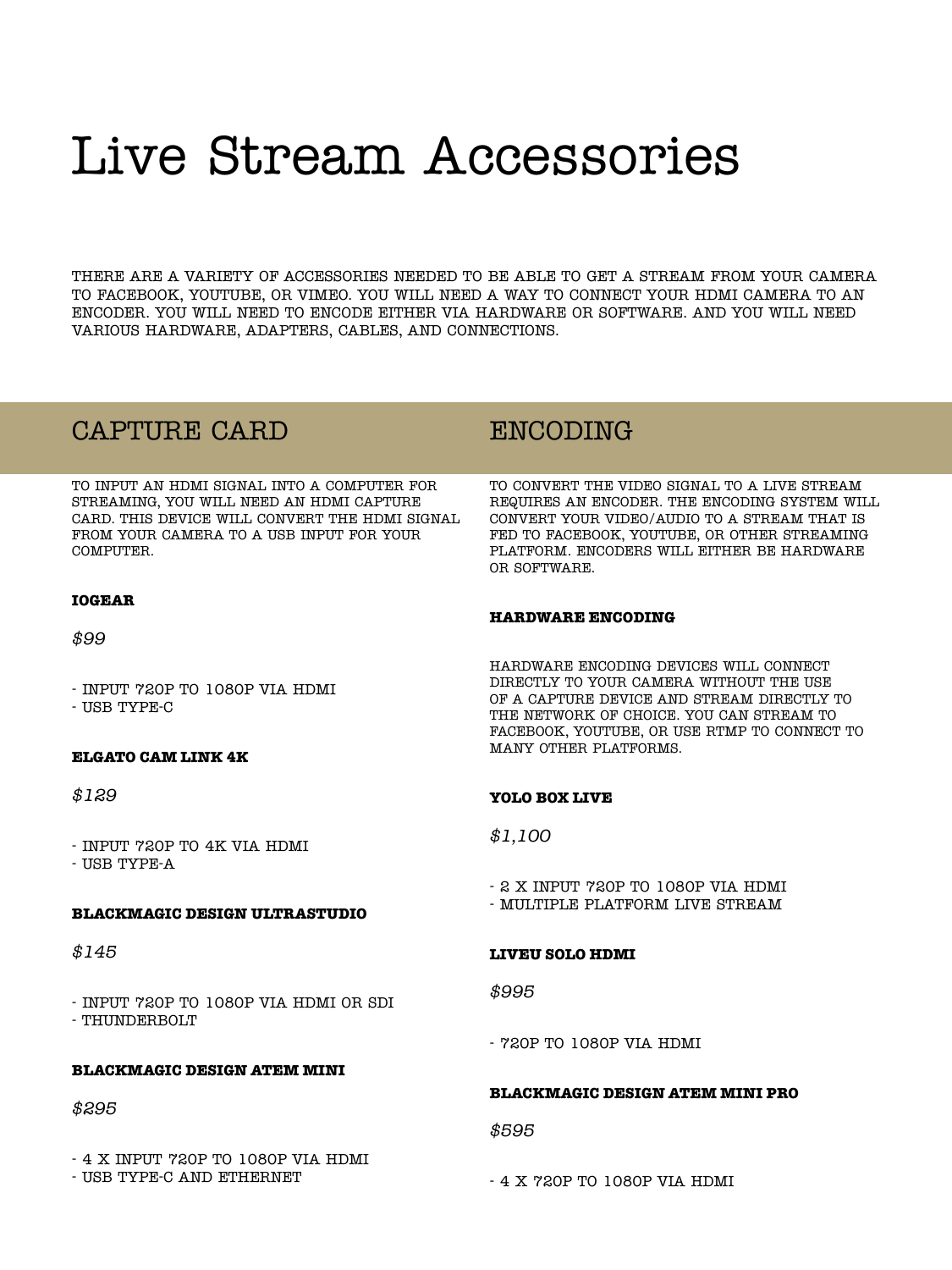# Live Stream Accessories

THERE ARE A VARIETY OF ACCESSORIES NEEDED TO BE ABLE TO GET A STREAM FROM YOUR CAMERA TO FACEBOOK, YOUTUBE, OR VIMEO. YOU WILL NEED A WAY TO CONNECT YOUR HDMI CAMERA TO AN ENCODER. YOU WILL NEED TO ENCODE EITHER VIA HARDWARE OR SOFTWARE. AND YOU WILL NEED VARIOUS HARDWARE, ADAPTERS, CABLES, AND CONNECTIONS.

## CAPTURE CARD

TO INPUT AN HDMI SIGNAL INTO A COMPUTER FOR STREAMING, YOU WILL NEED AN HDMI CAPTURE CARD. THIS DEVICE WILL CONVERT THE HDMI SIGNAL FROM YOUR CAMERA TO A USB INPUT FOR YOUR COMPUTER.

**IOGEAR**

*$99*

- INPUT 720P TO 1080P VIA HDMI
- USB TYPE-C

**ELGATO CAM LINK 4K**

*$129*

- INPUT 720P TO 4K VIA HDMI
- USB TYPE-A

**BLACKMAGIC DESIGN ULTRASTUDIO**

*$145*

- INPUT 720P TO 1080P VIA HDMI OR SDI
- THUNDERBOLT

**BLACKMAGIC DESIGN ATEM MINI**

*$295*

- 4 X INPUT 720P TO 1080P VIA HDMI
- USB TYPE-C AND ETHERNET

## ENCODING

TO CONVERT THE VIDEO SIGNAL TO A LIVE STREAM REQUIRES AN ENCODER. THE ENCODING SYSTEM WILL CONVERT YOUR VIDEO/AUDIO TO A STREAM THAT IS FED TO FACEBOOK, YOUTUBE, OR OTHER STREAMING PLATFORM. ENCODERS WILL EITHER BE HARDWARE OR SOFTWARE.

**HARDWARE ENCODING**

HARDWARE ENCODING DEVICES WILL CONNECT DIRECTLY TO YOUR CAMERA WITHOUT THE USE OF A CAPTURE DEVICE AND STREAM DIRECTLY TO THE NETWORK OF CHOICE. YOU CAN STREAM TO FACEBOOK, YOUTUBE, OR USE RTMP TO CONNECT TO MANY OTHER PLATFORMS.

**YOLO BOX LIVE**

*$1,100*

- 2 X INPUT 720P TO 1080P VIA HDMI
- MULTIPLE PLATFORM LIVE STREAM

**LIVEU SOLO HDMI**

*$995*

- 720P TO 1080P VIA HDMI

**BLACKMAGIC DESIGN ATEM MINI PRO**

*$595*

- 4 X 720P TO 1080P VIA HDMI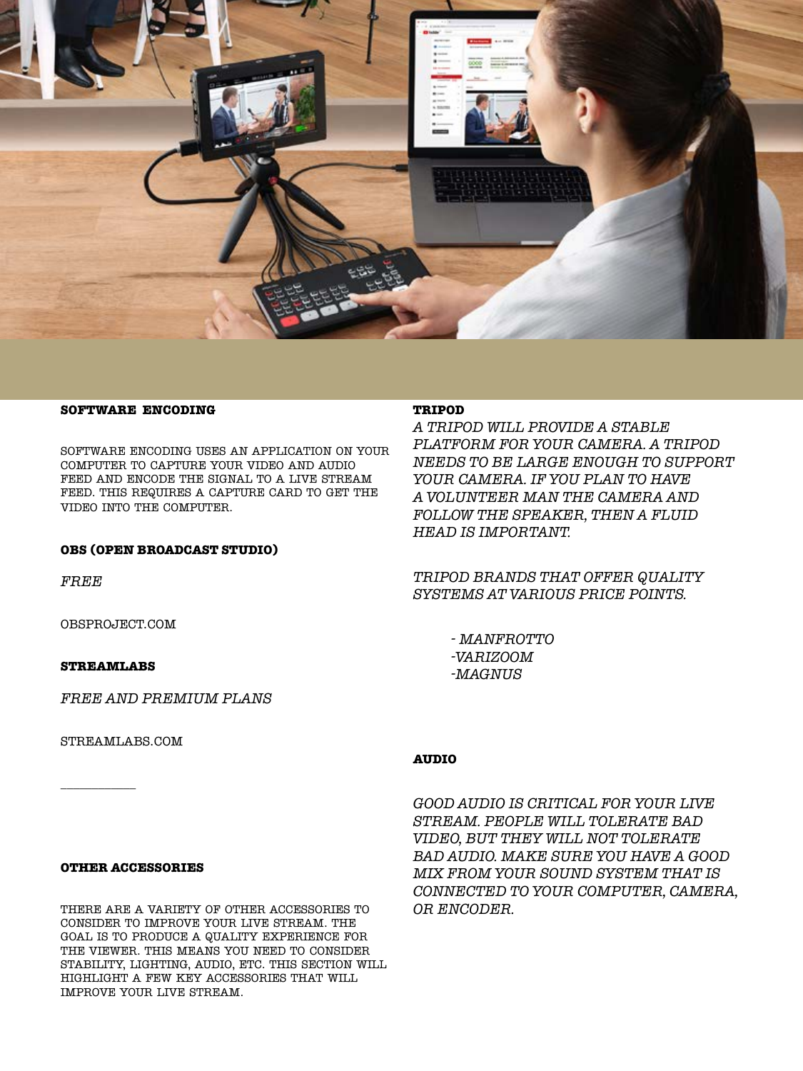## SOFTWARE ENCODING

SOFTWARE ENCODING USES AN APPLICATION ON YOUR COMPUTER TO CAPTURE YOUR VIDEO AND AUDIO FEED AND ENCODE THE SIGNAL TO A LIVE STREAM FEED. THIS REQUIRES A CAPTURE CARD TO GET THE VIDEO INTO THE COMPUTER.

### OBS (OPEN BROADCAST STUDIO)

*FREE*

OBSPROJECT.COM

### STREAMLABS

*FREE AND PREMIUM PLANS*

STREAMLABS.COM

---

## OTHER ACCESSORIES

THERE ARE A VARIETY OF OTHER ACCESSORIES TO CONSIDER TO IMPROVE YOUR LIVE STREAM. THE GOAL IS TO PRODUCE A QUALITY EXPERIENCE FOR THE VIEWER. THIS MEANS YOU NEED TO CONSIDER STABILITY, LIGHTING, AUDIO, ETC. THIS SECTION WILL HIGHLIGHT A FEW KEY ACCESSORIES THAT WILL IMPROVE YOUR LIVE STREAM.

### TRIPOD

*A TRIPOD WILL PROVIDE A STABLE PLATFORM FOR YOUR CAMERA. A TRIPOD NEEDS TO BE LARGE ENOUGH TO SUPPORT YOUR CAMERA. IF YOU PLAN TO HAVE A VOLUNTEER MAN THE CAMERA AND FOLLOW THE SPEAKER, THEN A FLUID HEAD IS IMPORTANT.*

*TRIPOD BRANDS THAT OFFER QUALITY SYSTEMS AT VARIOUS PRICE POINTS.*

- *MANFROTTO*
- *VARIZOOM*
- *MAGNUS*

### AUDIO

*GOOD AUDIO IS CRITICAL FOR YOUR LIVE STREAM. PEOPLE WILL TOLERATE BAD VIDEO, BUT THEY WILL NOT TOLERATE BAD AUDIO. MAKE SURE YOU HAVE A GOOD MIX FROM YOUR SOUND SYSTEM THAT IS CONNECTED TO YOUR COMPUTER, CAMERA, OR ENCODER.*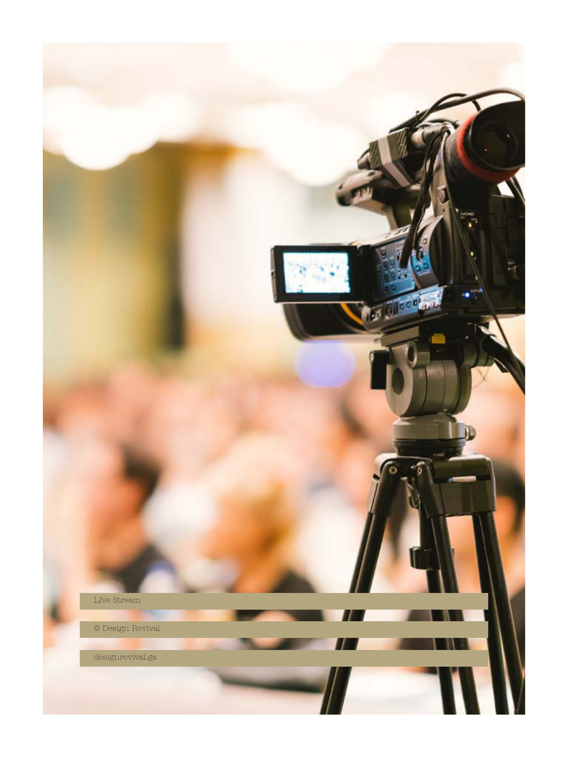LIve Stream

© Design Revival

designrevival.ga